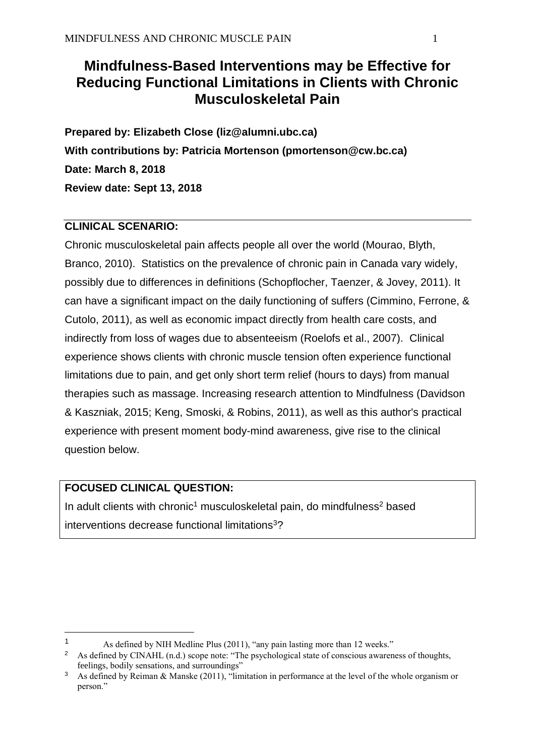# Mindfulness-Based Interventions may be Effective for Reducing Functional Limitations in Clients with Chronic Musculoskeletal Pain

**Prepared by: Elizabeth Close (liz@alumni.ubc.ca)**

**With contributions by: Patricia Mortenson (pmortenson@cw.bc.ca)**

**Date: March 8, 2018**

**Review date: Sept 13, 2018**

## CLINICAL SCENARIO:

Chronic musculoskeletal pain affects people all over the world (Mourao, Blyth, Branco, 2010). Statistics on the prevalence of chronic pain in Canada vary widely, possibly due to differences in definitions (Schopflocher, Taenzer, & Jovey, 2011). It can have a significant impact on the daily functioning of suffers (Cimmino, Ferrone, & Cutolo, 2011), as well as economic impact directly from health care costs, and indirectly from loss of wages due to absenteeism (Roelofs et al., 2007). Clinical experience shows clients with chronic muscle tension often experience functional limitations due to pain, and get only short term relief (hours to days) from manual therapies such as massage. Increasing research attention to Mindfulness (Davidson & Kaszniak, 2015; Keng, Smoski, & Robins, 2011), as well as this author's practical experience with present moment body-mind awareness, give rise to the clinical question below.

## FOCUSED CLINICAL QUESTION:

In adult clients with chronic[1] musculoskeletal pain, do mindfulness[2] based interventions decrease functional limitations[3]?

---

[1] As defined by NIH Medline Plus (2011), "any pain lasting more than 12 weeks."

[2] As defined by CINAHL (n.d.) scope note: "The psychological state of conscious awareness of thoughts, feelings, bodily sensations, and surroundings"

[3] As defined by Reiman & Manske (2011), "limitation in performance at the level of the whole organism or person."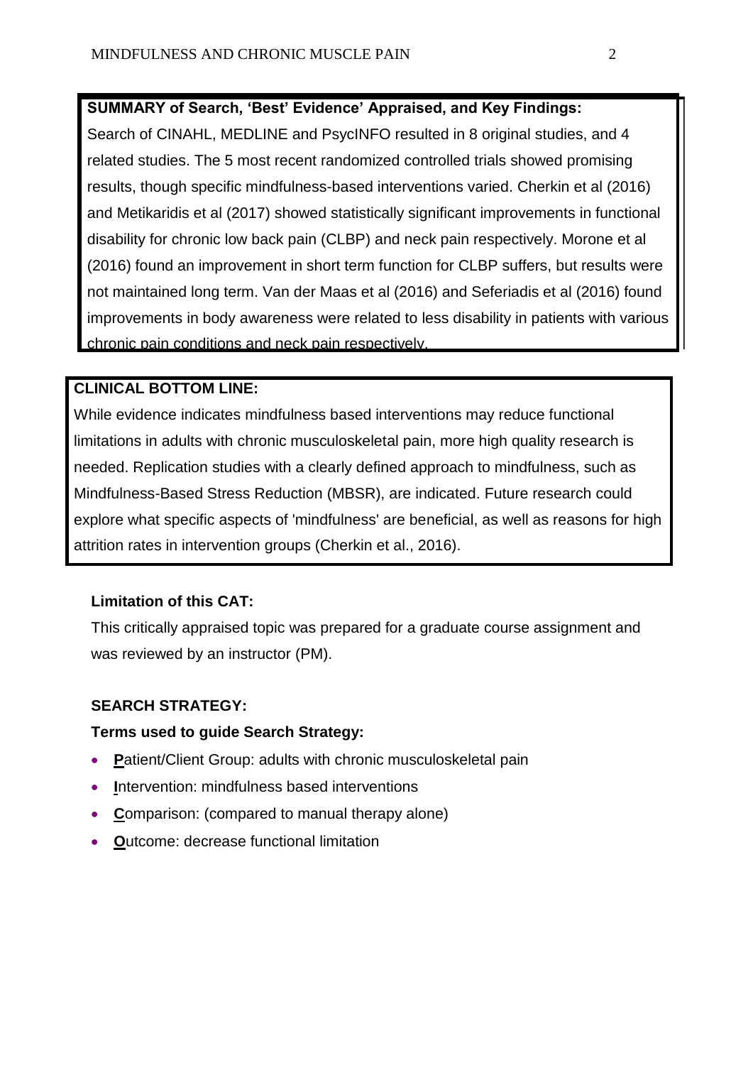**SUMMARY of Search, 'Best' Evidence' Appraised, and Key Findings:**

Search of CINAHL, MEDLINE and PsycINFO resulted in 8 original studies, and 4 related studies. The 5 most recent randomized controlled trials showed promising results, though specific mindfulness-based interventions varied. Cherkin et al (2016) and Metikaridis et al (2017) showed statistically significant improvements in functional disability for chronic low back pain (CLBP) and neck pain respectively. Morone et al (2016) found an improvement in short term function for CLBP suffers, but results were not maintained long term. Van der Maas et al (2016) and Seferiadis et al (2016) found improvements in body awareness were related to less disability in patients with various chronic pain conditions and neck pain respectively.

**CLINICAL BOTTOM LINE:**

While evidence indicates mindfulness based interventions may reduce functional limitations in adults with chronic musculoskeletal pain, more high quality research is needed. Replication studies with a clearly defined approach to mindfulness, such as Mindfulness-Based Stress Reduction (MBSR), are indicated. Future research could explore what specific aspects of 'mindfulness' are beneficial, as well as reasons for high attrition rates in intervention groups (Cherkin et al., 2016).

**Limitation of this CAT:**

This critically appraised topic was prepared for a graduate course assignment and was reviewed by an instructor (PM).

**SEARCH STRATEGY:**

**Terms used to guide Search Strategy:**

- **P**atient/Client Group: adults with chronic musculoskeletal pain
- **I**ntervention: mindfulness based interventions
- **C**omparison: (compared to manual therapy alone)
- **O**utcome: decrease functional limitation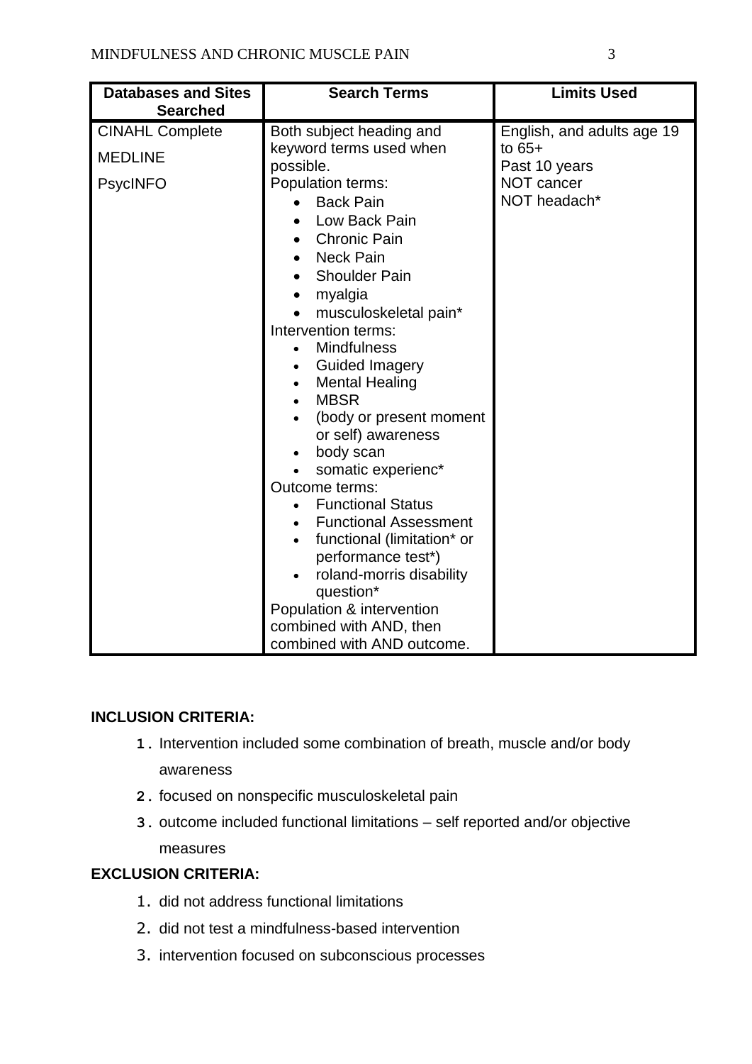| Databases and Sites Searched | Search Terms | Limits Used |
|---|---|---|
| CINAHL Complete<br>MEDLINE<br>PsycINFO | Both subject heading and keyword terms used when possible.<br>Population terms:<br>• Back Pain<br>• Low Back Pain<br>• Chronic Pain<br>• Neck Pain<br>• Shoulder Pain<br>• myalgia<br>• musculoskeletal pain*<br>Intervention terms:<br>• Mindfulness<br>• Guided Imagery<br>• Mental Healing<br>• MBSR<br>• (body or present moment or self) awareness<br>• body scan<br>• somatic experienc*<br>Outcome terms:<br>• Functional Status<br>• Functional Assessment<br>• functional (limitation* or performance test*)<br>• roland-morris disability question*<br>Population & intervention combined with AND, then combined with AND outcome. | English, and adults age 19 to 65+<br>Past 10 years<br>NOT cancer<br>NOT headach* |

**INCLUSION CRITERIA:**

1. Intervention included some combination of breath, muscle and/or body awareness
2. focused on nonspecific musculoskeletal pain
3. outcome included functional limitations – self reported and/or objective measures

**EXCLUSION CRITERIA:**

1. did not address functional limitations
2. did not test a mindfulness-based intervention
3. intervention focused on subconscious processes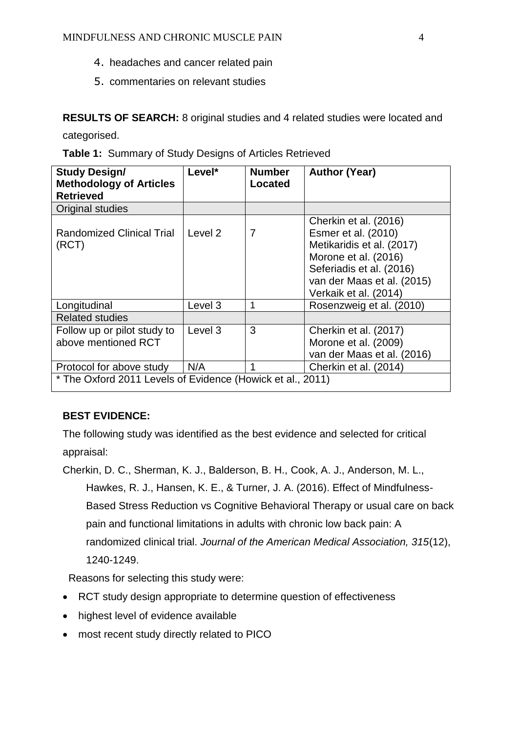4. headaches and cancer related pain
5. commentaries on relevant studies

**RESULTS OF SEARCH:** 8 original studies and 4 related studies were located and categorised.

**Table 1:** Summary of Study Designs of Articles Retrieved

| **Study Design/ Methodology of Articles Retrieved** | **Level*** | **Number Located** | **Author (Year)** |
|---|---|---|---|
| Original studies | | | |
| Randomized Clinical Trial (RCT) | Level 2 | 7 | Cherkin et al. (2016)<br>Esmer et al. (2010)<br>Metikaridis et al. (2017)<br>Morone et al. (2016)<br>Seferiadis et al. (2016)<br>van der Maas et al. (2015)<br>Verkaik et al. (2014) |
| Longitudinal | Level 3 | 1 | Rosenzweig et al. (2010) |
| Related studies | | | |
| Follow up or pilot study to above mentioned RCT | Level 3 | 3 | Cherkin et al. (2017)<br>Morone et al. (2009)<br>van der Maas et al. (2016) |
| Protocol for above study | N/A | 1 | Cherkin et al. (2014) |
| * The Oxford 2011 Levels of Evidence (Howick et al., 2011) | | | |

**BEST EVIDENCE:**

The following study was identified as the best evidence and selected for critical appraisal:

Cherkin, D. C., Sherman, K. J., Balderson, B. H., Cook, A. J., Anderson, M. L., Hawkes, R. J., Hansen, K. E., & Turner, J. A. (2016). Effect of Mindfulness-Based Stress Reduction vs Cognitive Behavioral Therapy or usual care on back pain and functional limitations in adults with chronic low back pain: A randomized clinical trial. *Journal of the American Medical Association, 315*(12), 1240-1249.

Reasons for selecting this study were:

- RCT study design appropriate to determine question of effectiveness
- highest level of evidence available
- most recent study directly related to PICO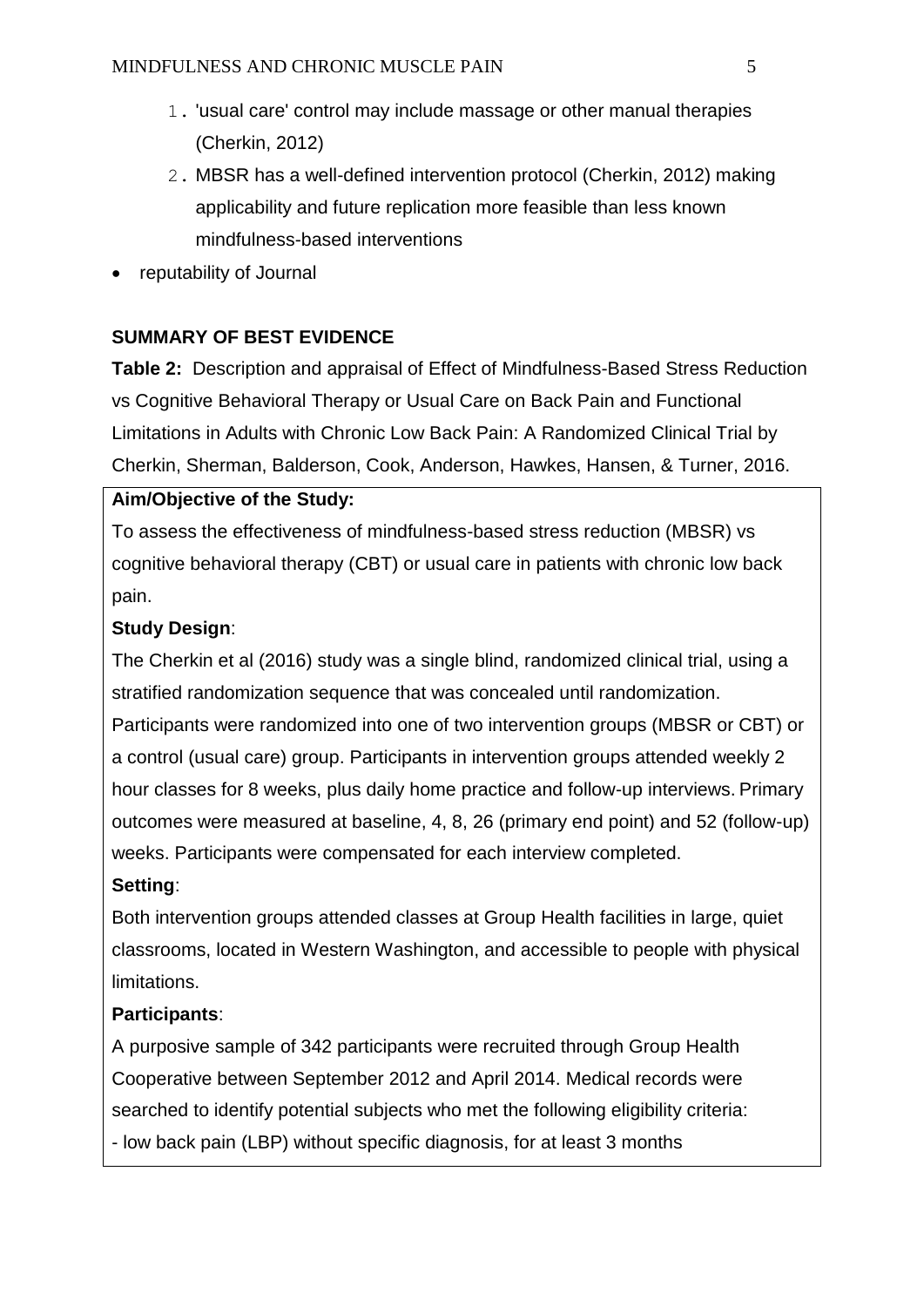1. 'usual care' control may include massage or other manual therapies (Cherkin, 2012)
2. MBSR has a well-defined intervention protocol (Cherkin, 2012) making applicability and future replication more feasible than less known mindfulness-based interventions

- reputability of Journal

**SUMMARY OF BEST EVIDENCE**

**Table 2:** Description and appraisal of Effect of Mindfulness-Based Stress Reduction vs Cognitive Behavioral Therapy or Usual Care on Back Pain and Functional Limitations in Adults with Chronic Low Back Pain: A Randomized Clinical Trial by Cherkin, Sherman, Balderson, Cook, Anderson, Hawkes, Hansen, & Turner, 2016.

**Aim/Objective of the Study:**

To assess the effectiveness of mindfulness-based stress reduction (MBSR) vs cognitive behavioral therapy (CBT) or usual care in patients with chronic low back pain.

**Study Design**:

The Cherkin et al (2016) study was a single blind, randomized clinical trial, using a stratified randomization sequence that was concealed until randomization. Participants were randomized into one of two intervention groups (MBSR or CBT) or a control (usual care) group. Participants in intervention groups attended weekly 2 hour classes for 8 weeks, plus daily home practice and follow-up interviews. Primary outcomes were measured at baseline, 4, 8, 26 (primary end point) and 52 (follow-up) weeks. Participants were compensated for each interview completed.

**Setting**:

Both intervention groups attended classes at Group Health facilities in large, quiet classrooms, located in Western Washington, and accessible to people with physical limitations.

**Participants**:

A purposive sample of 342 participants were recruited through Group Health Cooperative between September 2012 and April 2014. Medical records were searched to identify potential subjects who met the following eligibility criteria:

- low back pain (LBP) without specific diagnosis, for at least 3 months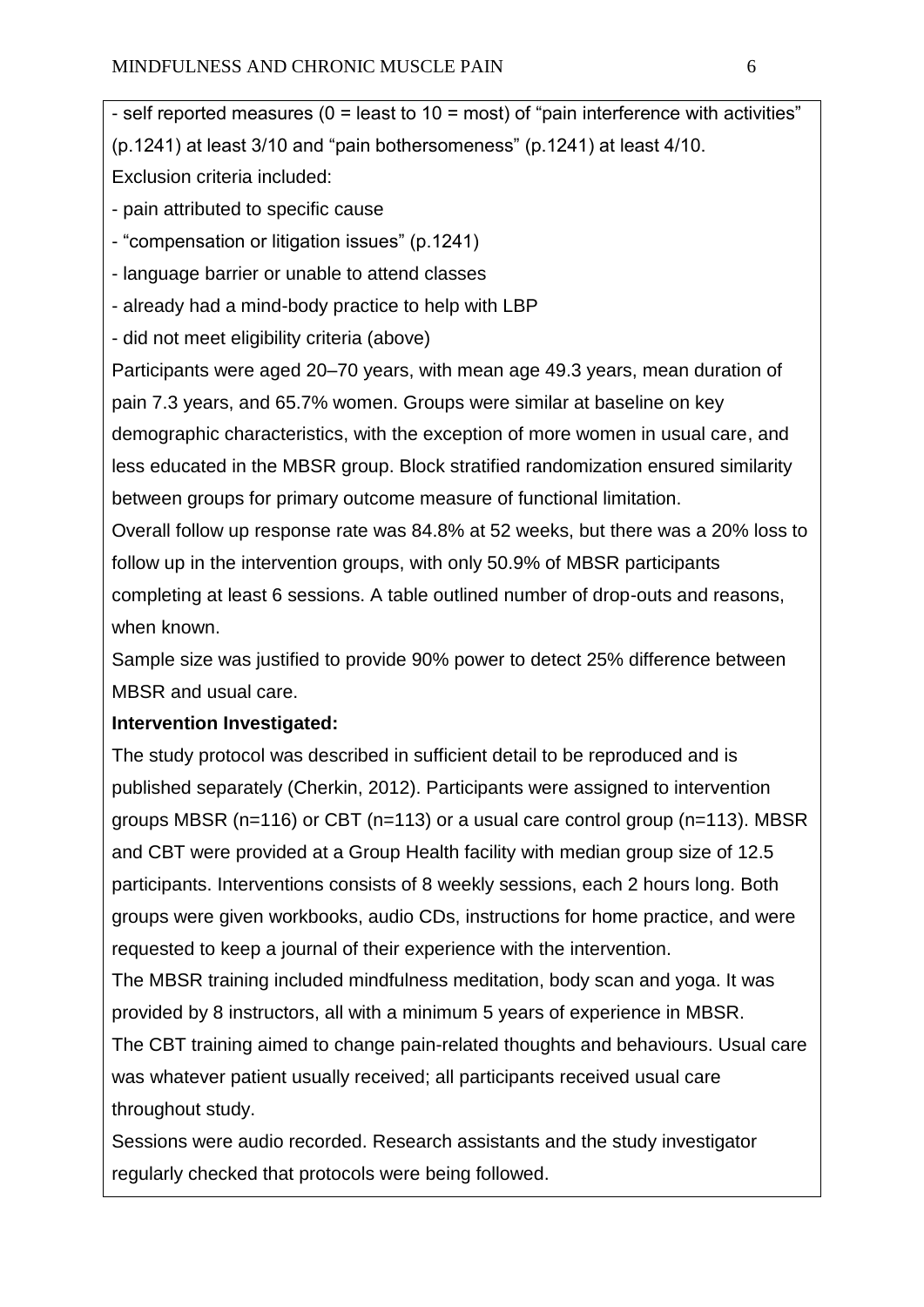- self reported measures (0 = least to 10 = most) of "pain interference with activities" (p.1241) at least 3/10 and "pain bothersomeness" (p.1241) at least 4/10.

Exclusion criteria included:

- pain attributed to specific cause
- "compensation or litigation issues" (p.1241)
- language barrier or unable to attend classes
- already had a mind-body practice to help with LBP
- did not meet eligibility criteria (above)

Participants were aged 20–70 years, with mean age 49.3 years, mean duration of pain 7.3 years, and 65.7% women. Groups were similar at baseline on key demographic characteristics, with the exception of more women in usual care, and less educated in the MBSR group. Block stratified randomization ensured similarity between groups for primary outcome measure of functional limitation.

Overall follow up response rate was 84.8% at 52 weeks, but there was a 20% loss to follow up in the intervention groups, with only 50.9% of MBSR participants completing at least 6 sessions. A table outlined number of drop-outs and reasons, when known.

Sample size was justified to provide 90% power to detect 25% difference between MBSR and usual care.

**Intervention Investigated:**

The study protocol was described in sufficient detail to be reproduced and is published separately (Cherkin, 2012). Participants were assigned to intervention groups MBSR (n=116) or CBT (n=113) or a usual care control group (n=113). MBSR and CBT were provided at a Group Health facility with median group size of 12.5 participants. Interventions consists of 8 weekly sessions, each 2 hours long. Both groups were given workbooks, audio CDs, instructions for home practice, and were requested to keep a journal of their experience with the intervention.

The MBSR training included mindfulness meditation, body scan and yoga. It was provided by 8 instructors, all with a minimum 5 years of experience in MBSR.

The CBT training aimed to change pain-related thoughts and behaviours. Usual care was whatever patient usually received; all participants received usual care throughout study.

Sessions were audio recorded. Research assistants and the study investigator regularly checked that protocols were being followed.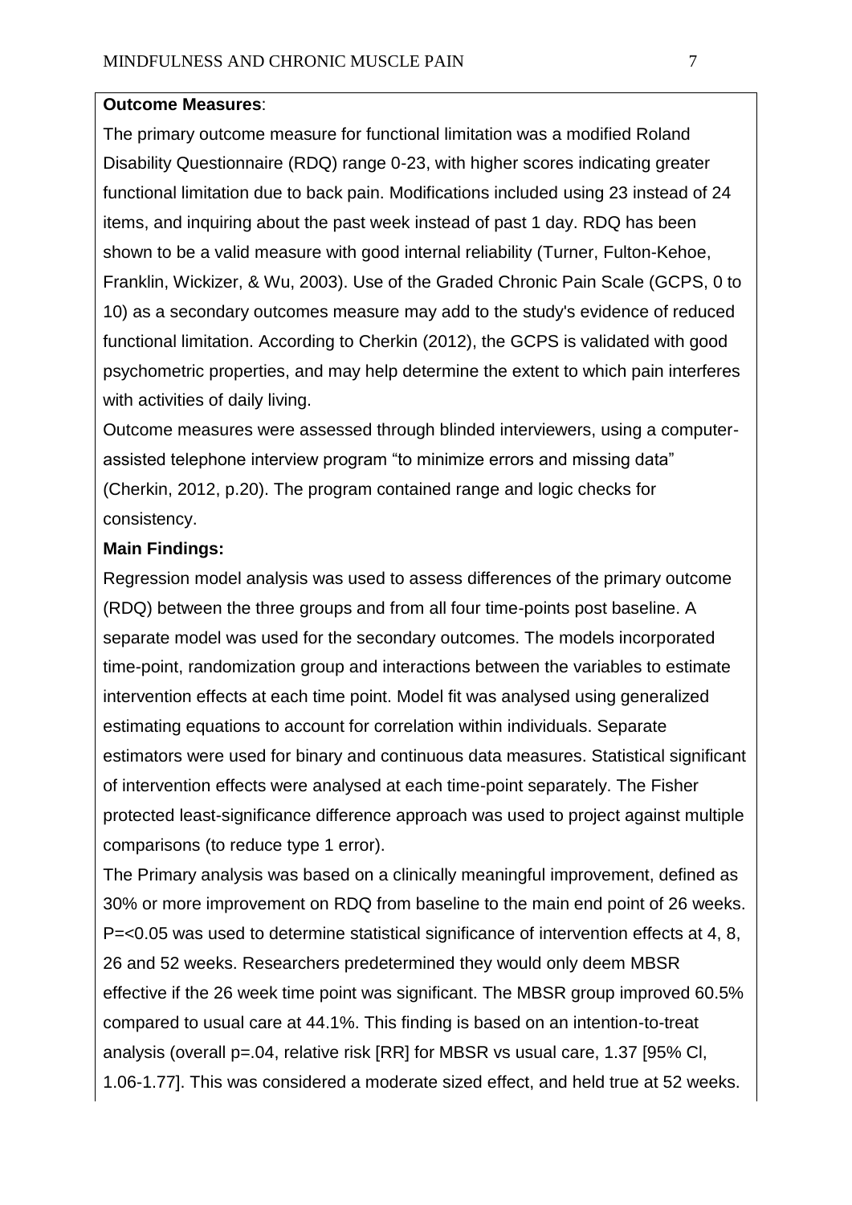**Outcome Measures**:

The primary outcome measure for functional limitation was a modified Roland Disability Questionnaire (RDQ) range 0-23, with higher scores indicating greater functional limitation due to back pain. Modifications included using 23 instead of 24 items, and inquiring about the past week instead of past 1 day. RDQ has been shown to be a valid measure with good internal reliability (Turner, Fulton-Kehoe, Franklin, Wickizer, & Wu, 2003). Use of the Graded Chronic Pain Scale (GCPS, 0 to 10) as a secondary outcomes measure may add to the study's evidence of reduced functional limitation. According to Cherkin (2012), the GCPS is validated with good psychometric properties, and may help determine the extent to which pain interferes with activities of daily living.

Outcome measures were assessed through blinded interviewers, using a computer-assisted telephone interview program "to minimize errors and missing data" (Cherkin, 2012, p.20). The program contained range and logic checks for consistency.

**Main Findings:**

Regression model analysis was used to assess differences of the primary outcome (RDQ) between the three groups and from all four time-points post baseline. A separate model was used for the secondary outcomes. The models incorporated time-point, randomization group and interactions between the variables to estimate intervention effects at each time point. Model fit was analysed using generalized estimating equations to account for correlation within individuals. Separate estimators were used for binary and continuous data measures. Statistical significant of intervention effects were analysed at each time-point separately. The Fisher protected least-significance difference approach was used to project against multiple comparisons (to reduce type 1 error).

The Primary analysis was based on a clinically meaningful improvement, defined as 30% or more improvement on RDQ from baseline to the main end point of 26 weeks. P=<0.05 was used to determine statistical significance of intervention effects at 4, 8, 26 and 52 weeks. Researchers predetermined they would only deem MBSR effective if the 26 week time point was significant. The MBSR group improved 60.5% compared to usual care at 44.1%. This finding is based on an intention-to-treat analysis (overall p=.04, relative risk [RR] for MBSR vs usual care, 1.37 [95% Cl, 1.06-1.77]. This was considered a moderate sized effect, and held true at 52 weeks.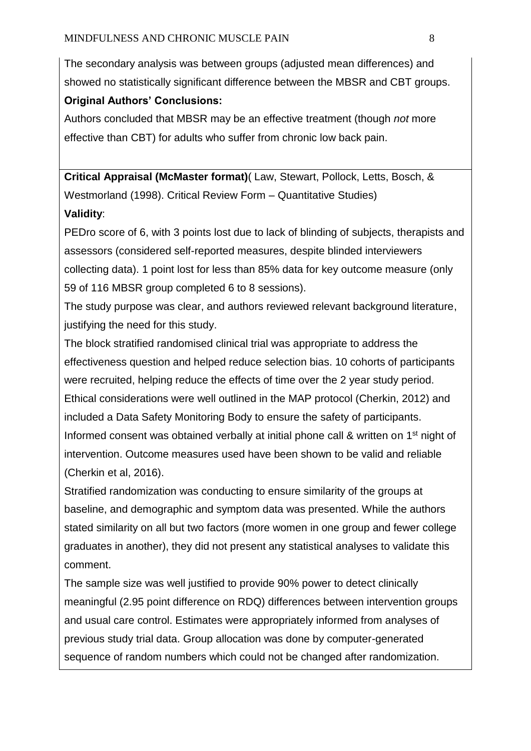The secondary analysis was between groups (adjusted mean differences) and showed no statistically significant difference between the MBSR and CBT groups.

**Original Authors' Conclusions:**

Authors concluded that MBSR may be an effective treatment (though *not* more effective than CBT) for adults who suffer from chronic low back pain.

**Critical Appraisal (McMaster format)**( Law, Stewart, Pollock, Letts, Bosch, & Westmorland (1998). Critical Review Form – Quantitative Studies)

**Validity**:

PEDro score of 6, with 3 points lost due to lack of blinding of subjects, therapists and assessors (considered self-reported measures, despite blinded interviewers collecting data). 1 point lost for less than 85% data for key outcome measure (only 59 of 116 MBSR group completed 6 to 8 sessions).

The study purpose was clear, and authors reviewed relevant background literature, justifying the need for this study.

The block stratified randomised clinical trial was appropriate to address the effectiveness question and helped reduce selection bias. 10 cohorts of participants were recruited, helping reduce the effects of time over the 2 year study period. Ethical considerations were well outlined in the MAP protocol (Cherkin, 2012) and included a Data Safety Monitoring Body to ensure the safety of participants. Informed consent was obtained verbally at initial phone call & written on 1st night of intervention. Outcome measures used have been shown to be valid and reliable (Cherkin et al, 2016).

Stratified randomization was conducting to ensure similarity of the groups at baseline, and demographic and symptom data was presented. While the authors stated similarity on all but two factors (more women in one group and fewer college graduates in another), they did not present any statistical analyses to validate this comment.

The sample size was well justified to provide 90% power to detect clinically meaningful (2.95 point difference on RDQ) differences between intervention groups and usual care control. Estimates were appropriately informed from analyses of previous study trial data. Group allocation was done by computer-generated sequence of random numbers which could not be changed after randomization.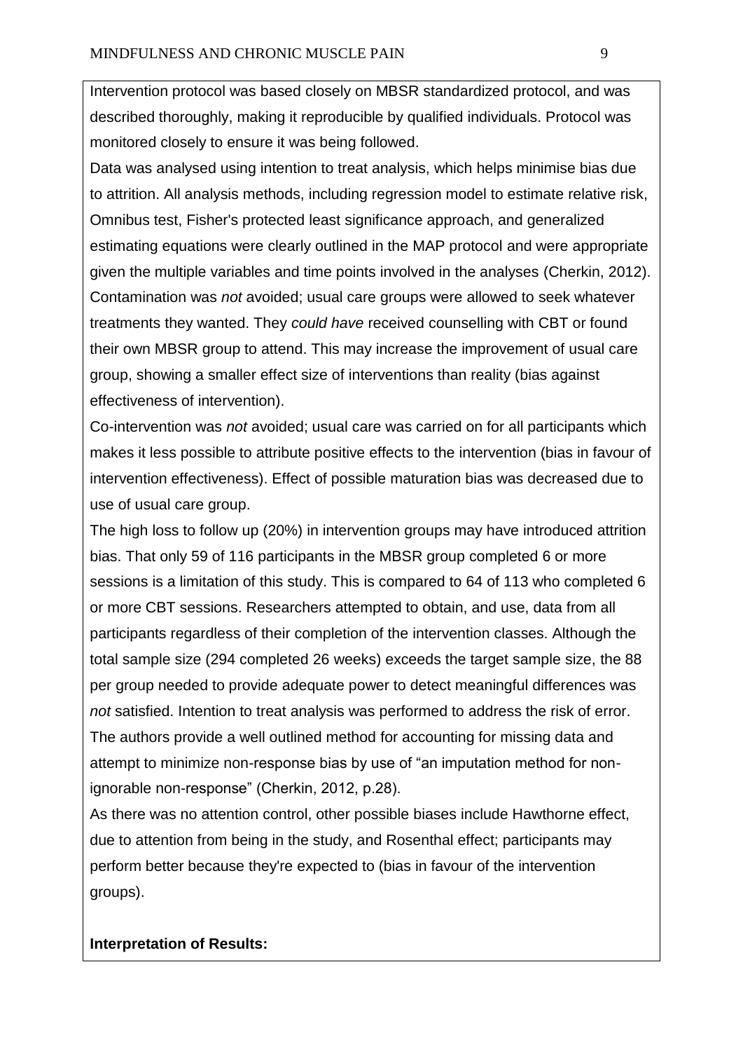Intervention protocol was based closely on MBSR standardized protocol, and was described thoroughly, making it reproducible by qualified individuals. Protocol was monitored closely to ensure it was being followed.

Data was analysed using intention to treat analysis, which helps minimise bias due to attrition. All analysis methods, including regression model to estimate relative risk, Omnibus test, Fisher's protected least significance approach, and generalized estimating equations were clearly outlined in the MAP protocol and were appropriate given the multiple variables and time points involved in the analyses (Cherkin, 2012).

Contamination was *not* avoided; usual care groups were allowed to seek whatever treatments they wanted. They *could have* received counselling with CBT or found their own MBSR group to attend. This may increase the improvement of usual care group, showing a smaller effect size of interventions than reality (bias against effectiveness of intervention).

Co-intervention was *not* avoided; usual care was carried on for all participants which makes it less possible to attribute positive effects to the intervention (bias in favour of intervention effectiveness). Effect of possible maturation bias was decreased due to use of usual care group.

The high loss to follow up (20%) in intervention groups may have introduced attrition bias. That only 59 of 116 participants in the MBSR group completed 6 or more sessions is a limitation of this study. This is compared to 64 of 113 who completed 6 or more CBT sessions. Researchers attempted to obtain, and use, data from all participants regardless of their completion of the intervention classes. Although the total sample size (294 completed 26 weeks) exceeds the target sample size, the 88 per group needed to provide adequate power to detect meaningful differences was *not* satisfied. Intention to treat analysis was performed to address the risk of error. The authors provide a well outlined method for accounting for missing data and attempt to minimize non-response bias by use of "an imputation method for non-ignorable non-response" (Cherkin, 2012, p.28).

As there was no attention control, other possible biases include Hawthorne effect, due to attention from being in the study, and Rosenthal effect; participants may perform better because they're expected to (bias in favour of the intervention groups).

**Interpretation of Results:**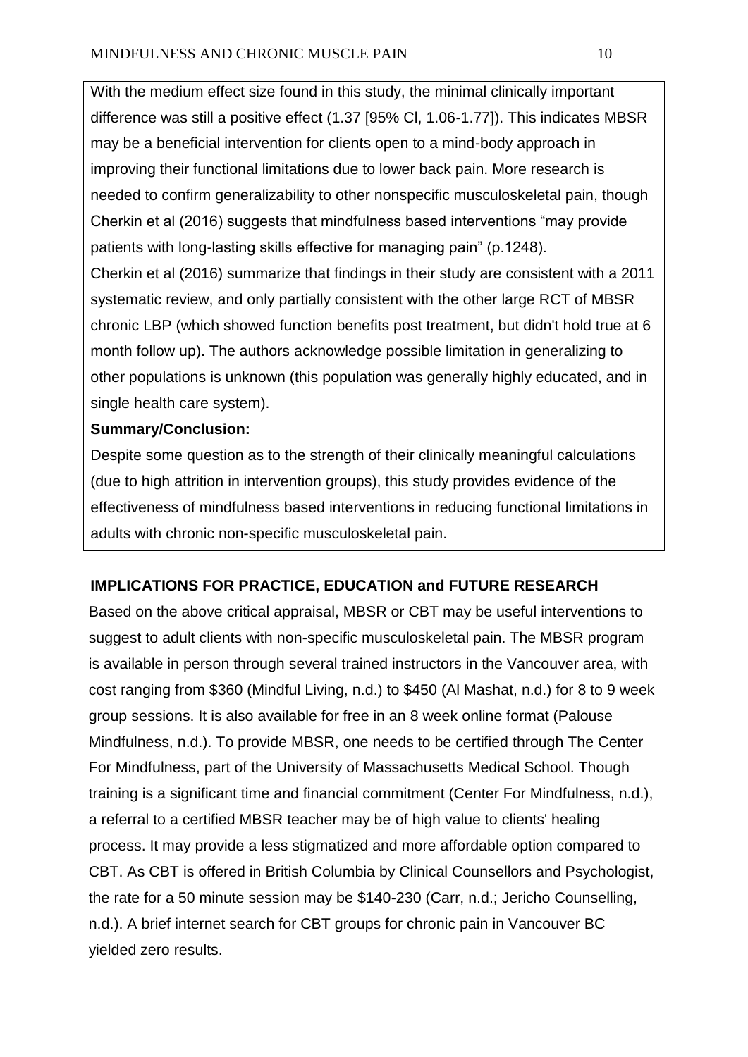With the medium effect size found in this study, the minimal clinically important difference was still a positive effect (1.37 [95% Cl, 1.06-1.77]). This indicates MBSR may be a beneficial intervention for clients open to a mind-body approach in improving their functional limitations due to lower back pain. More research is needed to confirm generalizability to other nonspecific musculoskeletal pain, though Cherkin et al (2016) suggests that mindfulness based interventions "may provide patients with long-lasting skills effective for managing pain" (p.1248).

Cherkin et al (2016) summarize that findings in their study are consistent with a 2011 systematic review, and only partially consistent with the other large RCT of MBSR chronic LBP (which showed function benefits post treatment, but didn't hold true at 6 month follow up). The authors acknowledge possible limitation in generalizing to other populations is unknown (this population was generally highly educated, and in single health care system).

**Summary/Conclusion:**

Despite some question as to the strength of their clinically meaningful calculations (due to high attrition in intervention groups), this study provides evidence of the effectiveness of mindfulness based interventions in reducing functional limitations in adults with chronic non-specific musculoskeletal pain.

## IMPLICATIONS FOR PRACTICE, EDUCATION and FUTURE RESEARCH

Based on the above critical appraisal, MBSR or CBT may be useful interventions to suggest to adult clients with non-specific musculoskeletal pain. The MBSR program is available in person through several trained instructors in the Vancouver area, with cost ranging from $360 (Mindful Living, n.d.) to $450 (Al Mashat, n.d.) for 8 to 9 week group sessions. It is also available for free in an 8 week online format (Palouse Mindfulness, n.d.). To provide MBSR, one needs to be certified through The Center For Mindfulness, part of the University of Massachusetts Medical School. Though training is a significant time and financial commitment (Center For Mindfulness, n.d.), a referral to a certified MBSR teacher may be of high value to clients' healing process. It may provide a less stigmatized and more affordable option compared to CBT. As CBT is offered in British Columbia by Clinical Counsellors and Psychologist, the rate for a 50 minute session may be $140-230 (Carr, n.d.; Jericho Counselling, n.d.). A brief internet search for CBT groups for chronic pain in Vancouver BC yielded zero results.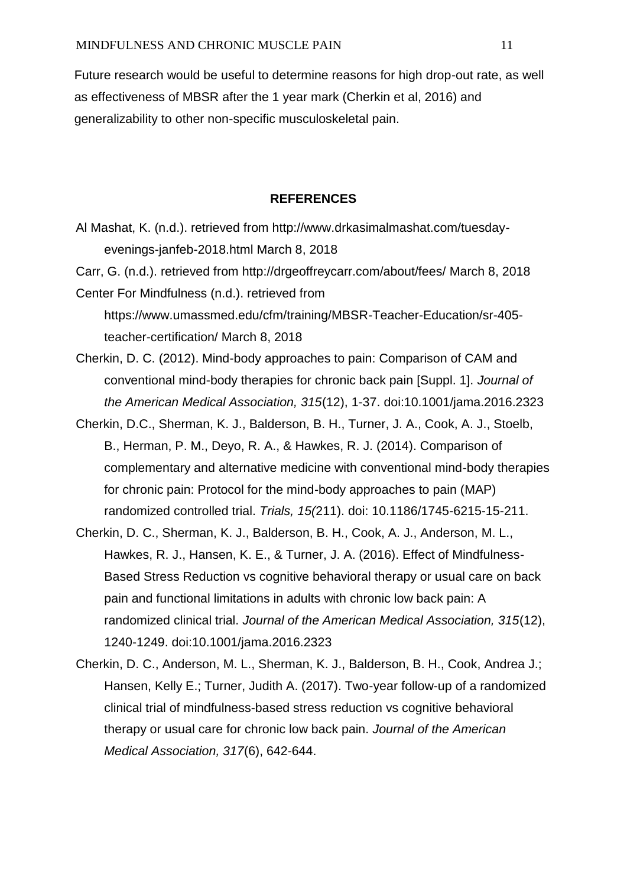Future research would be useful to determine reasons for high drop-out rate, as well as effectiveness of MBSR after the 1 year mark (Cherkin et al, 2016) and generalizability to other non-specific musculoskeletal pain.

## REFERENCES

Al Mashat, K. (n.d.). retrieved from http://www.drkasimalmashat.com/tuesday-evenings-janfeb-2018.html March 8, 2018

Carr, G. (n.d.). retrieved from http://drgeoffreycarr.com/about/fees/ March 8, 2018

Center For Mindfulness (n.d.). retrieved from https://www.umassmed.edu/cfm/training/MBSR-Teacher-Education/sr-405-teacher-certification/ March 8, 2018

Cherkin, D. C. (2012). Mind-body approaches to pain: Comparison of CAM and conventional mind-body therapies for chronic back pain [Suppl. 1]. *Journal of the American Medical Association, 315*(12), 1-37. doi:10.1001/jama.2016.2323

Cherkin, D.C., Sherman, K. J., Balderson, B. H., Turner, J. A., Cook, A. J., Stoelb, B., Herman, P. M., Deyo, R. A., & Hawkes, R. J. (2014). Comparison of complementary and alternative medicine with conventional mind-body therapies for chronic pain: Protocol for the mind-body approaches to pain (MAP) randomized controlled trial. *Trials, 15(*211). doi: 10.1186/1745-6215-15-211.

Cherkin, D. C., Sherman, K. J., Balderson, B. H., Cook, A. J., Anderson, M. L., Hawkes, R. J., Hansen, K. E., & Turner, J. A. (2016). Effect of Mindfulness-Based Stress Reduction vs cognitive behavioral therapy or usual care on back pain and functional limitations in adults with chronic low back pain: A randomized clinical trial. *Journal of the American Medical Association, 315*(12), 1240-1249. doi:10.1001/jama.2016.2323

Cherkin, D. C., Anderson, M. L., Sherman, K. J., Balderson, B. H., Cook, Andrea J.; Hansen, Kelly E.; Turner, Judith A. (2017). Two-year follow-up of a randomized clinical trial of mindfulness-based stress reduction vs cognitive behavioral therapy or usual care for chronic low back pain. *Journal of the American Medical Association, 317*(6), 642-644.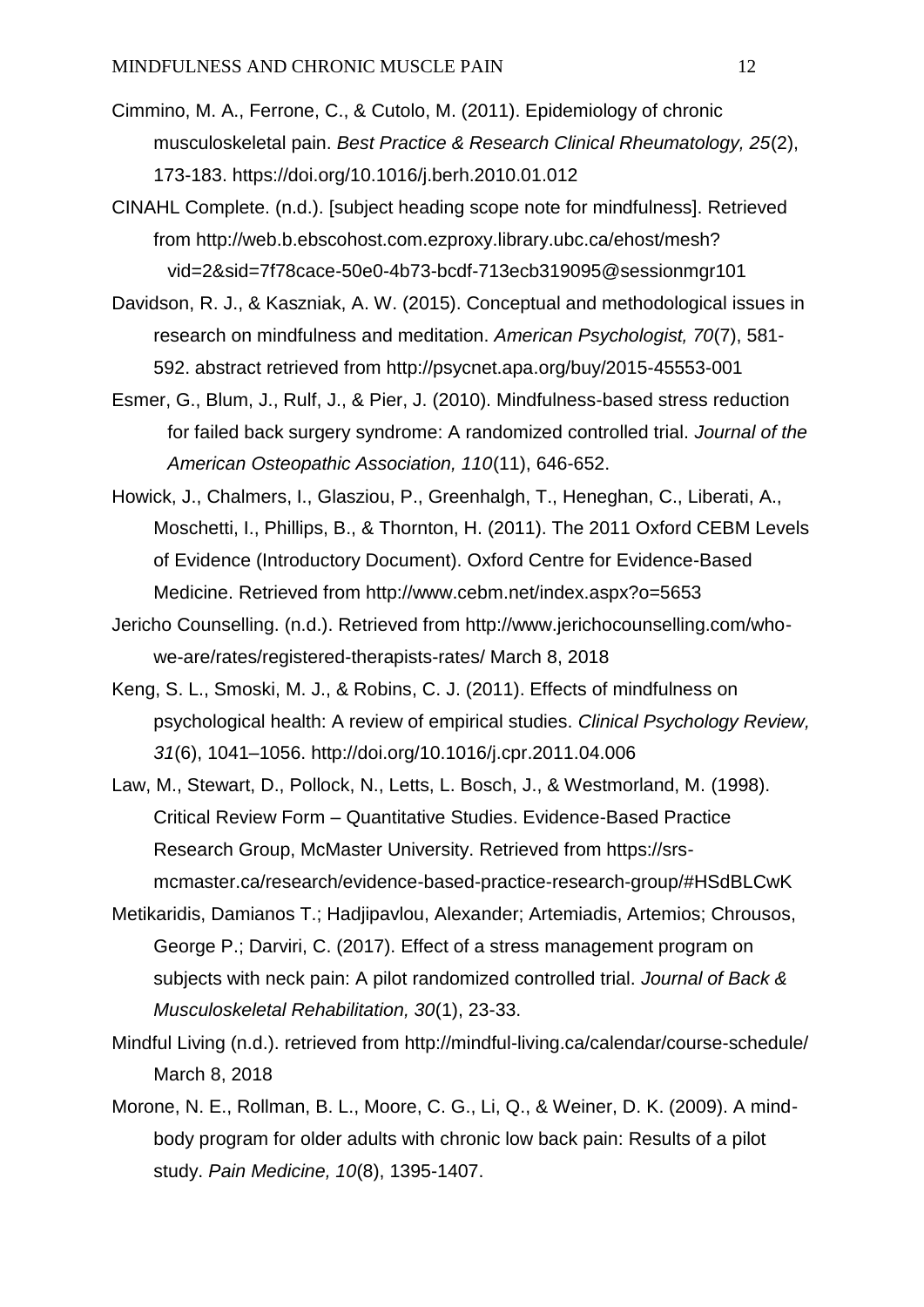Cimmino, M. A., Ferrone, C., & Cutolo, M. (2011). Epidemiology of chronic musculoskeletal pain. *Best Practice & Research Clinical Rheumatology, 25*(2), 173-183. https://doi.org/10.1016/j.berh.2010.01.012

CINAHL Complete. (n.d.). [subject heading scope note for mindfulness]. Retrieved from http://web.b.ebscohost.com.ezproxy.library.ubc.ca/ehost/mesh?vid=2&sid=7f78cace-50e0-4b73-bcdf-713ecb319095@sessionmgr101

Davidson, R. J., & Kaszniak, A. W. (2015). Conceptual and methodological issues in research on mindfulness and meditation. *American Psychologist, 70*(7), 581-592. abstract retrieved from http://psycnet.apa.org/buy/2015-45553-001

Esmer, G., Blum, J., Rulf, J., & Pier, J. (2010). Mindfulness-based stress reduction for failed back surgery syndrome: A randomized controlled trial. *Journal of the American Osteopathic Association, 110*(11), 646-652.

Howick, J., Chalmers, I., Glasziou, P., Greenhalgh, T., Heneghan, C., Liberati, A., Moschetti, I., Phillips, B., & Thornton, H. (2011). The 2011 Oxford CEBM Levels of Evidence (Introductory Document). Oxford Centre for Evidence-Based Medicine. Retrieved from http://www.cebm.net/index.aspx?o=5653

Jericho Counselling. (n.d.). Retrieved from http://www.jerichocounselling.com/who-we-are/rates/registered-therapists-rates/ March 8, 2018

Keng, S. L., Smoski, M. J., & Robins, C. J. (2011). Effects of mindfulness on psychological health: A review of empirical studies. *Clinical Psychology Review, 31*(6), 1041–1056. http://doi.org/10.1016/j.cpr.2011.04.006

Law, M., Stewart, D., Pollock, N., Letts, L. Bosch, J., & Westmorland, M. (1998). Critical Review Form – Quantitative Studies. Evidence-Based Practice Research Group, McMaster University. Retrieved from https://srs-mcmaster.ca/research/evidence-based-practice-research-group/#HSdBLCwK

Metikaridis, Damianos T.; Hadjipavlou, Alexander; Artemiadis, Artemios; Chrousos, George P.; Darviri, C. (2017). Effect of a stress management program on subjects with neck pain: A pilot randomized controlled trial. *Journal of Back & Musculoskeletal Rehabilitation, 30*(1), 23-33.

Mindful Living (n.d.). retrieved from http://mindful-living.ca/calendar/course-schedule/ March 8, 2018

Morone, N. E., Rollman, B. L., Moore, C. G., Li, Q., & Weiner, D. K. (2009). A mind-body program for older adults with chronic low back pain: Results of a pilot study. *Pain Medicine, 10*(8), 1395-1407.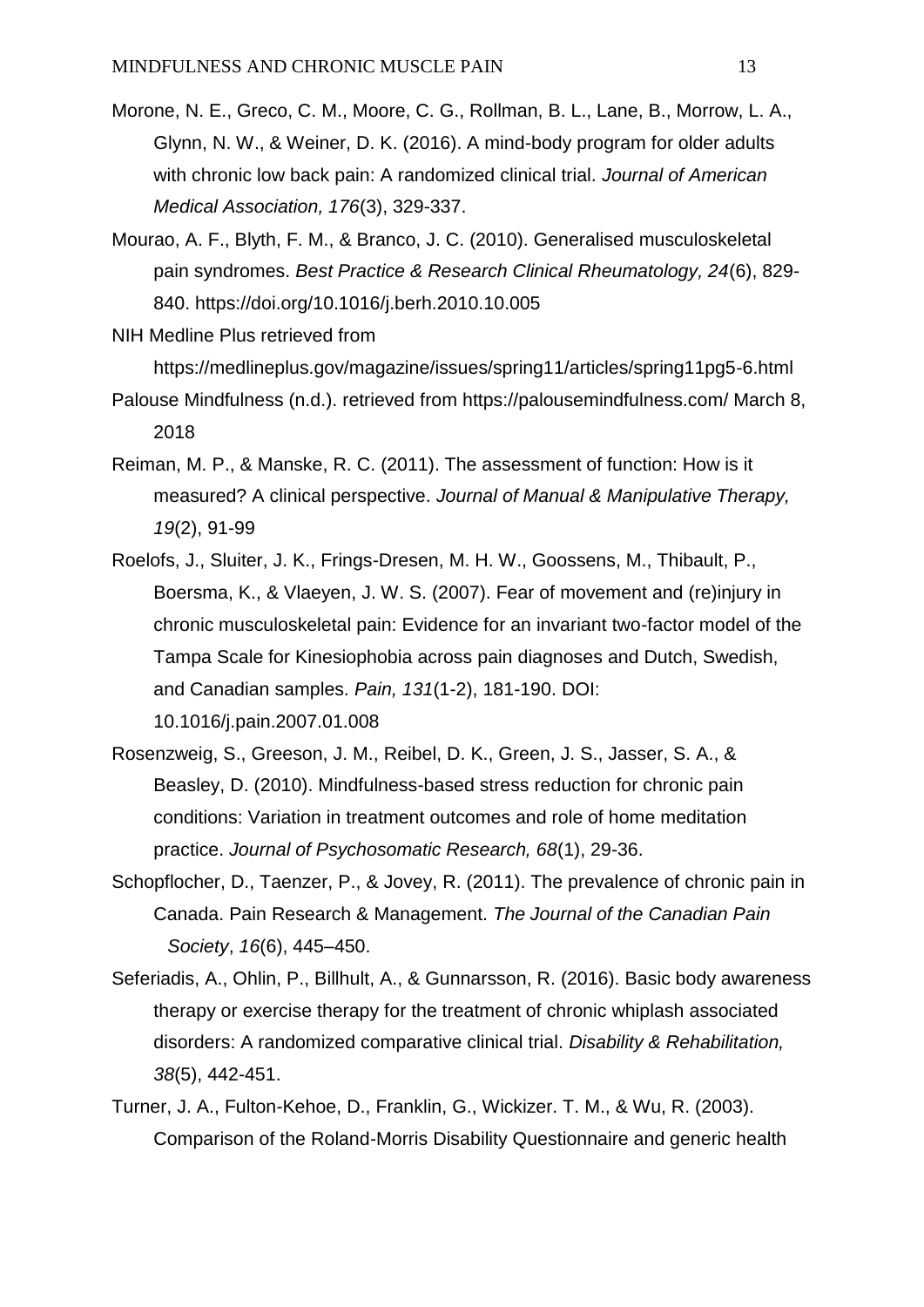Morone, N. E., Greco, C. M., Moore, C. G., Rollman, B. L., Lane, B., Morrow, L. A., Glynn, N. W., & Weiner, D. K. (2016). A mind-body program for older adults with chronic low back pain: A randomized clinical trial. *Journal of American Medical Association, 176*(3), 329-337.

Mourao, A. F., Blyth, F. M., & Branco, J. C. (2010). Generalised musculoskeletal pain syndromes. *Best Practice & Research Clinical Rheumatology, 24*(6), 829-840. https://doi.org/10.1016/j.berh.2010.10.005

NIH Medline Plus retrieved from https://medlineplus.gov/magazine/issues/spring11/articles/spring11pg5-6.html

Palouse Mindfulness (n.d.). retrieved from https://palousemindfulness.com/ March 8, 2018

Reiman, M. P., & Manske, R. C. (2011). The assessment of function: How is it measured? A clinical perspective. *Journal of Manual & Manipulative Therapy, 19*(2), 91-99

Roelofs, J., Sluiter, J. K., Frings-Dresen, M. H. W., Goossens, M., Thibault, P., Boersma, K., & Vlaeyen, J. W. S. (2007). Fear of movement and (re)injury in chronic musculoskeletal pain: Evidence for an invariant two-factor model of the Tampa Scale for Kinesiophobia across pain diagnoses and Dutch, Swedish, and Canadian samples. *Pain, 131*(1-2), 181-190. DOI: 10.1016/j.pain.2007.01.008

Rosenzweig, S., Greeson, J. M., Reibel, D. K., Green, J. S., Jasser, S. A., & Beasley, D. (2010). Mindfulness-based stress reduction for chronic pain conditions: Variation in treatment outcomes and role of home meditation practice. *Journal of Psychosomatic Research, 68*(1), 29-36.

Schopflocher, D., Taenzer, P., & Jovey, R. (2011). The prevalence of chronic pain in Canada. Pain Research & Management. *The Journal of the Canadian Pain Society*, *16*(6), 445–450.

Seferiadis, A., Ohlin, P., Billhult, A., & Gunnarsson, R. (2016). Basic body awareness therapy or exercise therapy for the treatment of chronic whiplash associated disorders: A randomized comparative clinical trial. *Disability & Rehabilitation, 38*(5), 442-451.

Turner, J. A., Fulton-Kehoe, D., Franklin, G., Wickizer. T. M., & Wu, R. (2003). Comparison of the Roland-Morris Disability Questionnaire and generic health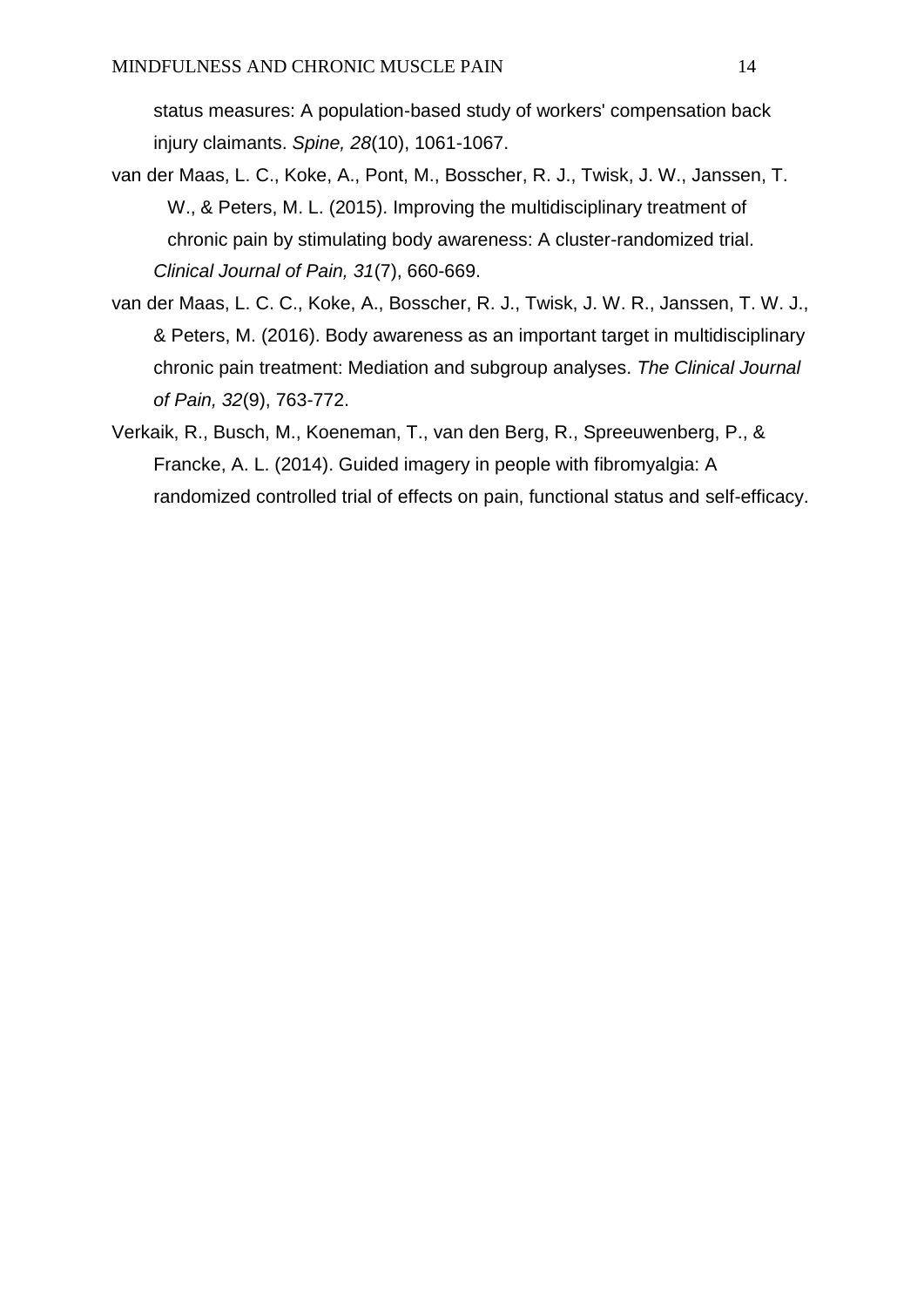status measures: A population-based study of workers' compensation back injury claimants. *Spine, 28*(10), 1061-1067.

van der Maas, L. C., Koke, A., Pont, M., Bosscher, R. J., Twisk, J. W., Janssen, T. W., & Peters, M. L. (2015). Improving the multidisciplinary treatment of chronic pain by stimulating body awareness: A cluster-randomized trial. *Clinical Journal of Pain, 31*(7), 660-669.

van der Maas, L. C. C., Koke, A., Bosscher, R. J., Twisk, J. W. R., Janssen, T. W. J., & Peters, M. (2016). Body awareness as an important target in multidisciplinary chronic pain treatment: Mediation and subgroup analyses. *The Clinical Journal of Pain, 32*(9), 763-772.

Verkaik, R., Busch, M., Koeneman, T., van den Berg, R., Spreeuwenberg, P., & Francke, A. L. (2014). Guided imagery in people with fibromyalgia: A randomized controlled trial of effects on pain, functional status and self-efficacy.